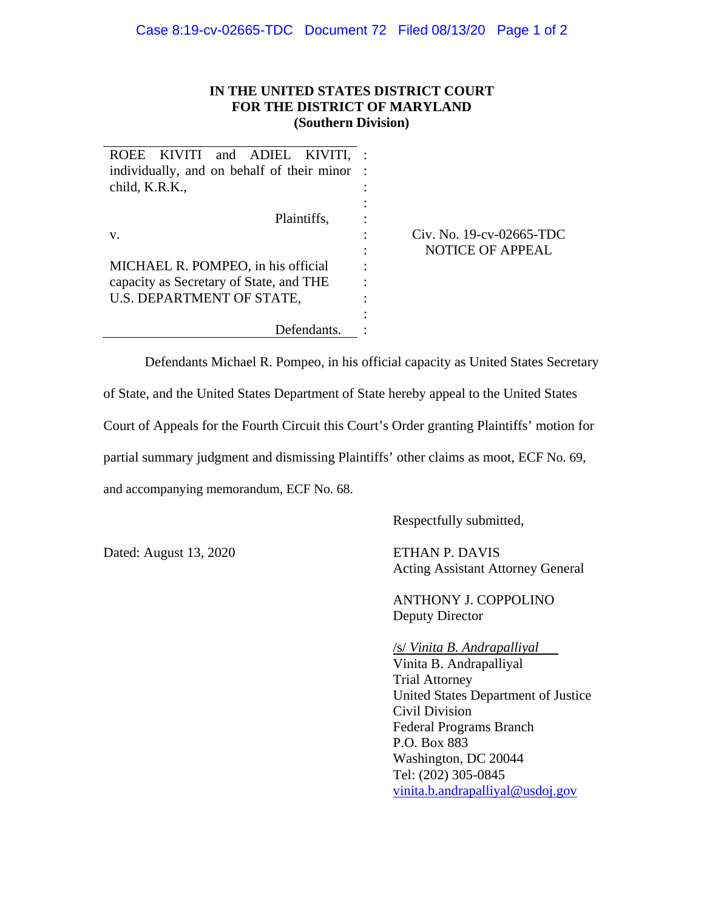**IN THE UNITED STATES DISTRICT COURT**
**FOR THE DISTRICT OF MARYLAND**
**(Southern Division)**

| | | |
|---|---|---|
| ROEE KIVITI and ADIEL KIVITI, individually, and on behalf of their minor child, K.R.K., | : | |
| Plaintiffs, | : | |
| v. | : | Civ. No. 19-cv-02665-TDC |
| | : | NOTICE OF APPEAL |
| MICHAEL R. POMPEO, in his official capacity as Secretary of State, and THE U.S. DEPARTMENT OF STATE, | : | |
| Defendants. | : | |

Defendants Michael R. Pompeo, in his official capacity as United States Secretary of State, and the United States Department of State hereby appeal to the United States Court of Appeals for the Fourth Circuit this Court's Order granting Plaintiffs' motion for partial summary judgment and dismissing Plaintiffs' other claims as moot, ECF No. 69, and accompanying memorandum, ECF No. 68.

Respectfully submitted,

Dated: August 13, 2020

ETHAN P. DAVIS
Acting Assistant Attorney General

ANTHONY J. COPPOLINO
Deputy Director

/s/ *Vinita B. Andrapalliyal*
Vinita B. Andrapalliyal
Trial Attorney
United States Department of Justice
Civil Division
Federal Programs Branch
P.O. Box 883
Washington, DC 20044
Tel: (202) 305-0845
vinita.b.andrapalliyal@usdoj.gov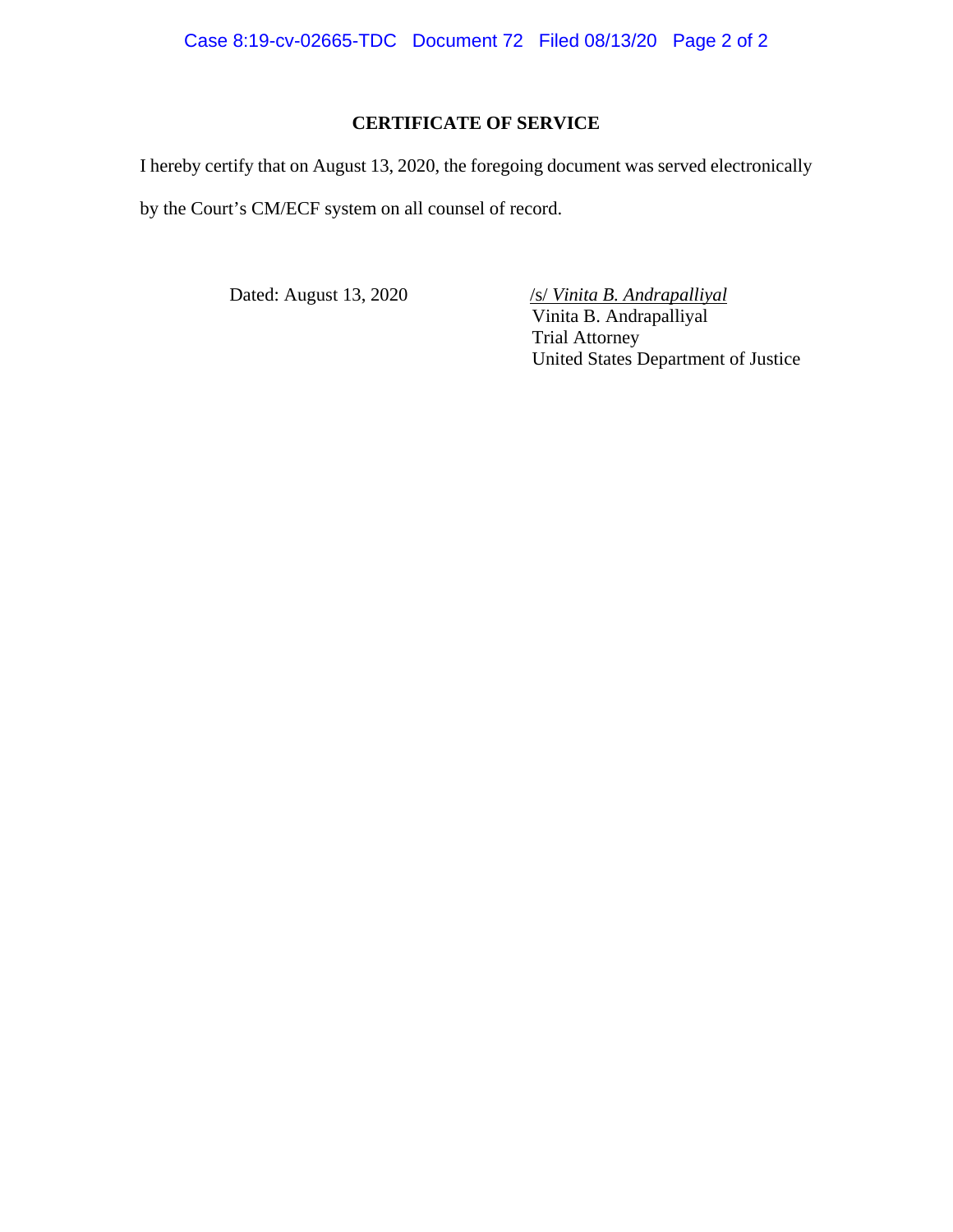## CERTIFICATE OF SERVICE

I hereby certify that on August 13, 2020, the foregoing document was served electronically by the Court's CM/ECF system on all counsel of record.

Dated: August 13, 2020

/s/ *Vinita B. Andrapalliyal*
Vinita B. Andrapalliyal
Trial Attorney
United States Department of Justice